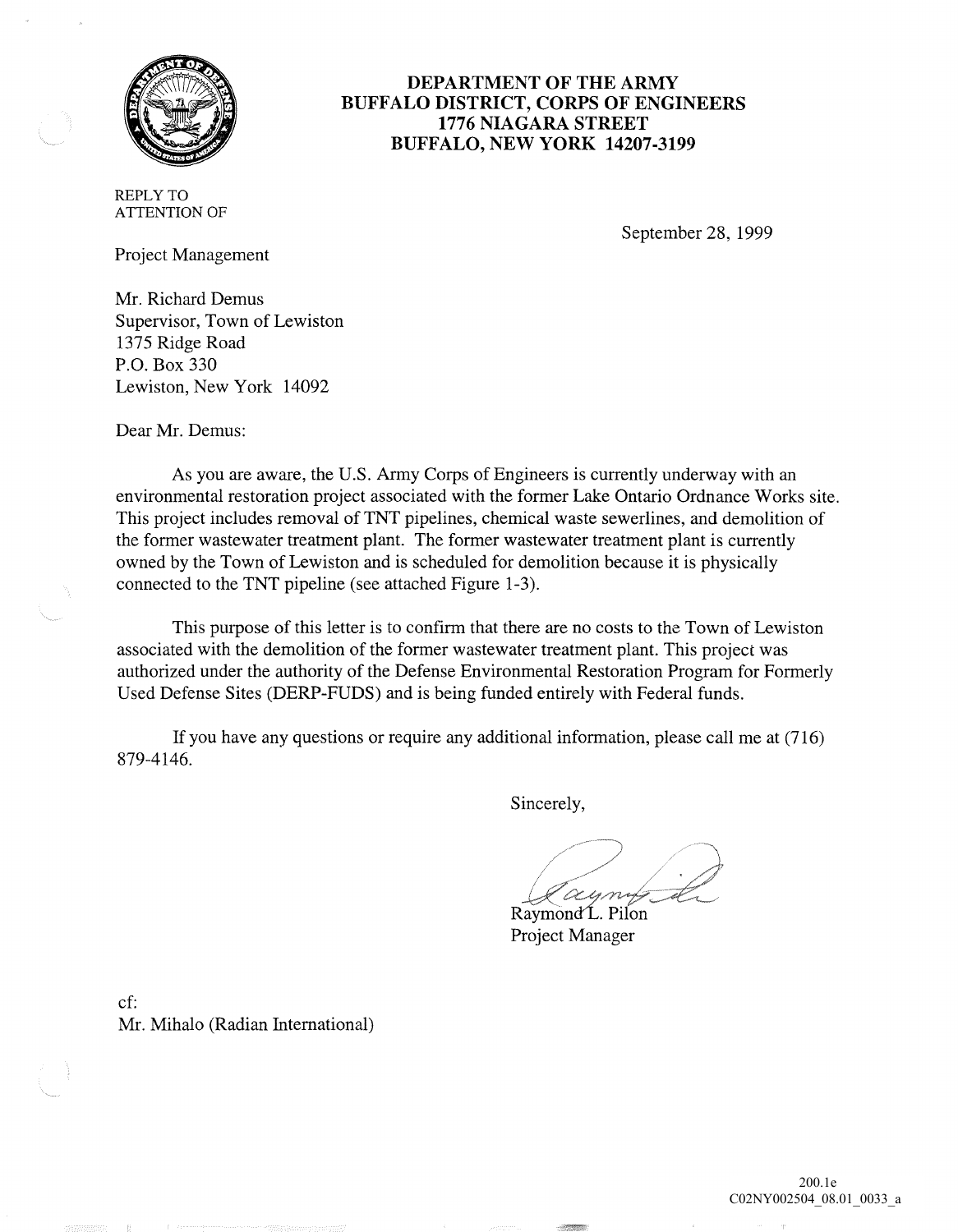# DEPARTMENT OF THE ARMY
## BUFFALO DISTRICT, CORPS OF ENGINEERS
## 1776 NIAGARA STREET
## BUFFALO, NEW YORK 14207-3199

REPLY TO
ATTENTION OF

September 28, 1999

Project Management

Mr. Richard Demus
Supervisor, Town of Lewiston
1375 Ridge Road
P.O. Box 330
Lewiston, New York 14092

Dear Mr. Demus:

As you are aware, the U.S. Army Corps of Engineers is currently underway with an environmental restoration project associated with the former Lake Ontario Ordnance Works site. This project includes removal of TNT pipelines, chemical waste sewerlines, and demolition of the former wastewater treatment plant. The former wastewater treatment plant is currently owned by the Town of Lewiston and is scheduled for demolition because it is physically connected to the TNT pipeline (see attached Figure 1-3).

This purpose of this letter is to confirm that there are no costs to the Town of Lewiston associated with the demolition of the former wastewater treatment plant. This project was authorized under the authority of the Defense Environmental Restoration Program for Formerly Used Defense Sites (DERP-FUDS) and is being funded entirely with Federal funds.

If you have any questions or require any additional information, please call me at (716) 879-4146.

Sincerely,

Raymond L. Pilon
Project Manager

cf:
Mr. Mihalo (Radian International)

200.1e
C02NY002504_08.01_0033_a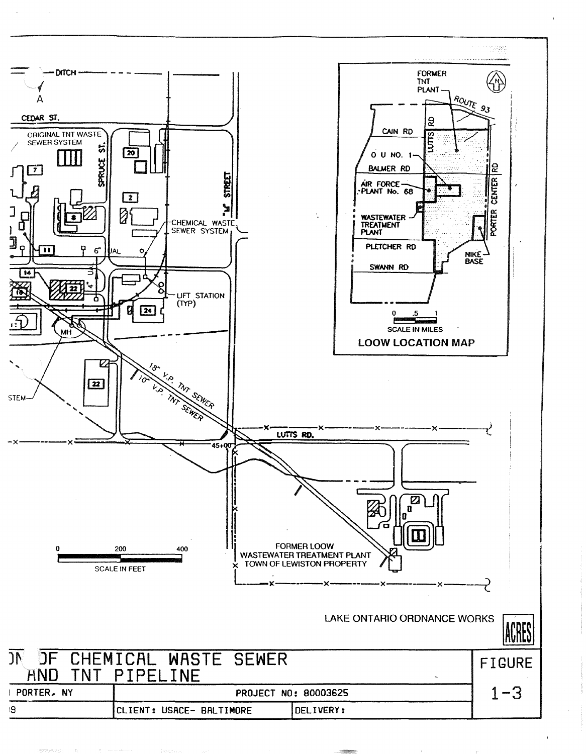LAKE ONTARIO ORDNANCE WORKS

ACRES

ON OF CHEMICAL WASTE SEWER AND TNT PIPELINE

FIGURE 1-3

PORTER, NY

PROJECT NO: 80003625

CLIENT: USACE- BALTIMORE

DELIVERY: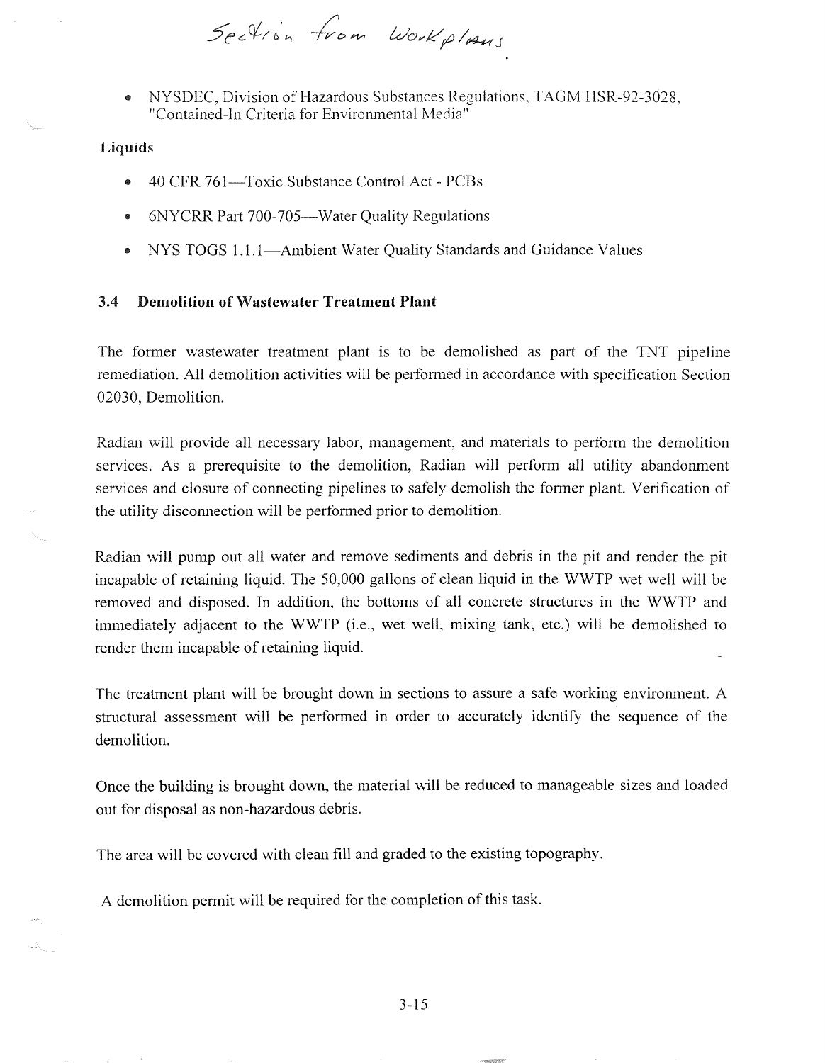Section from Workplans

- NYSDEC, Division of Hazardous Substances Regulations, TAGM HSR-92-3028, "Contained-In Criteria for Environmental Media"

**Liquids**

- 40 CFR 761—Toxic Substance Control Act - PCBs
- 6NYCRR Part 700-705—Water Quality Regulations
- NYS TOGS 1.1.1—Ambient Water Quality Standards and Guidance Values

### 3.4 Demolition of Wastewater Treatment Plant

The former wastewater treatment plant is to be demolished as part of the TNT pipeline remediation. All demolition activities will be performed in accordance with specification Section 02030, Demolition.

Radian will provide all necessary labor, management, and materials to perform the demolition services. As a prerequisite to the demolition, Radian will perform all utility abandonment services and closure of connecting pipelines to safely demolish the former plant. Verification of the utility disconnection will be performed prior to demolition.

Radian will pump out all water and remove sediments and debris in the pit and render the pit incapable of retaining liquid. The 50,000 gallons of clean liquid in the WWTP wet well will be removed and disposed. In addition, the bottoms of all concrete structures in the WWTP and immediately adjacent to the WWTP (i.e., wet well, mixing tank, etc.) will be demolished to render them incapable of retaining liquid.

The treatment plant will be brought down in sections to assure a safe working environment. A structural assessment will be performed in order to accurately identify the sequence of the demolition.

Once the building is brought down, the material will be reduced to manageable sizes and loaded out for disposal as non-hazardous debris.

The area will be covered with clean fill and graded to the existing topography.

A demolition permit will be required for the completion of this task.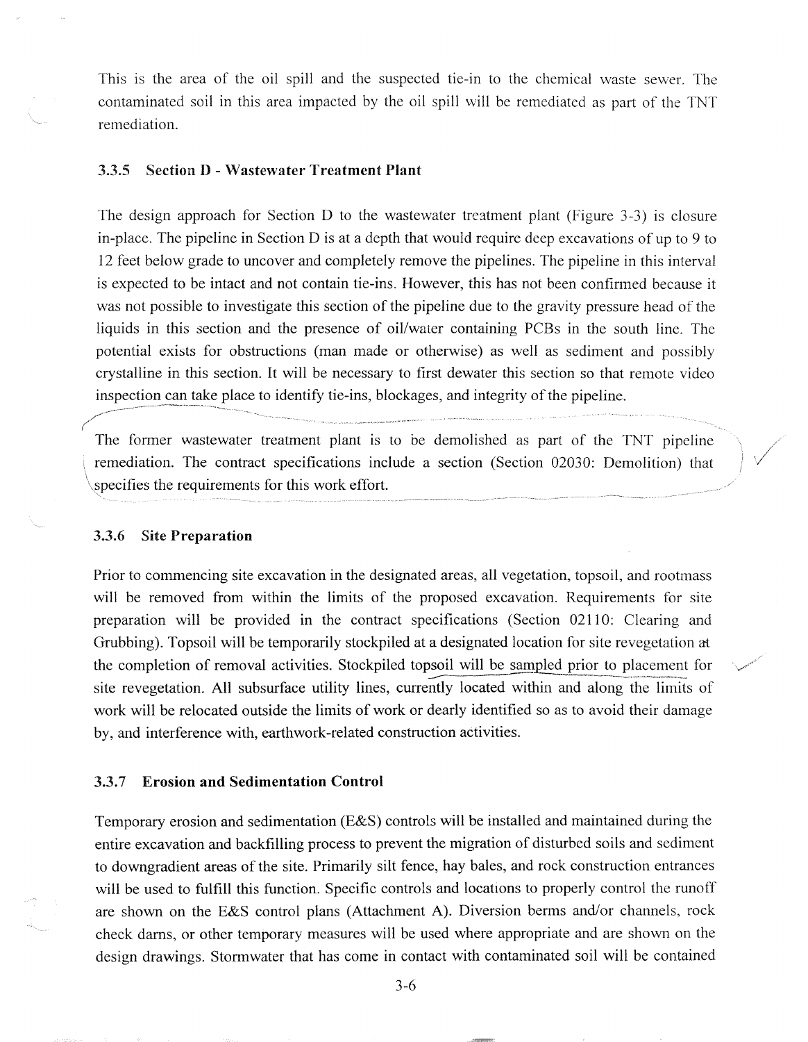This is the area of the oil spill and the suspected tie-in to the chemical waste sewer. The contaminated soil in this area impacted by the oil spill will be remediated as part of the TNT remediation.

### 3.3.5 Section D - Wastewater Treatment Plant

The design approach for Section D to the wastewater treatment plant (Figure 3-3) is closure in-place. The pipeline in Section D is at a depth that would require deep excavations of up to 9 to 12 feet below grade to uncover and completely remove the pipelines. The pipeline in this interval is expected to be intact and not contain tie-ins. However, this has not been confirmed because it was not possible to investigate this section of the pipeline due to the gravity pressure head of the liquids in this section and the presence of oil/water containing PCBs in the south line. The potential exists for obstructions (man made or otherwise) as well as sediment and possibly crystalline in this section. It will be necessary to first dewater this section so that remote video inspection can take place to identify tie-ins, blockages, and integrity of the pipeline.

The former wastewater treatment plant is to be demolished as part of the TNT pipeline remediation. The contract specifications include a section (Section 02030: Demolition) that specifies the requirements for this work effort.

### 3.3.6 Site Preparation

Prior to commencing site excavation in the designated areas, all vegetation, topsoil, and rootmass will be removed from within the limits of the proposed excavation. Requirements for site preparation will be provided in the contract specifications (Section 02110: Clearing and Grubbing). Topsoil will be temporarily stockpiled at a designated location for site revegetation at the completion of removal activities. Stockpiled topsoil will be sampled prior to placement for site revegetation. All subsurface utility lines, currently located within and along the limits of work will be relocated outside the limits of work or dearly identified so as to avoid their damage by, and interference with, earthwork-related construction activities.

### 3.3.7 Erosion and Sedimentation Control

Temporary erosion and sedimentation (E&S) controls will be installed and maintained during the entire excavation and backfilling process to prevent the migration of disturbed soils and sediment to downgradient areas of the site. Primarily silt fence, hay bales, and rock construction entrances will be used to fulfill this function. Specific controls and locations to properly control the runoff are shown on the E&S control plans (Attachment A). Diversion berms and/or channels, rock check darns, or other temporary measures will be used where appropriate and are shown on the design drawings. Stormwater that has come in contact with contaminated soil will be contained